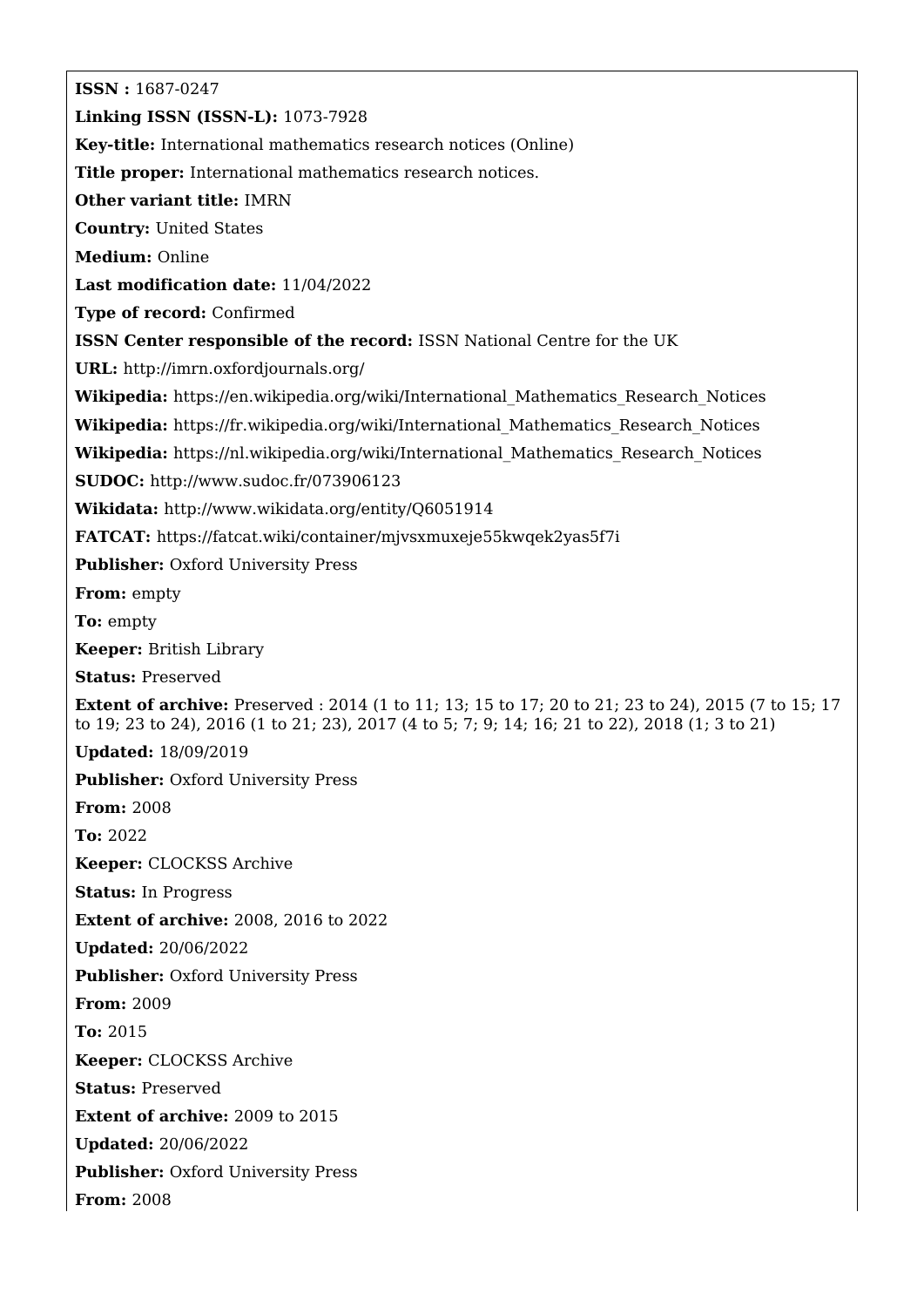**ISSN :** 1687-0247

**Linking ISSN (ISSN-L):** 1073-7928

**Key-title:** International mathematics research notices (Online)

**Title proper:** International mathematics research notices.

**Other variant title:** IMRN

**Country:** United States

**Medium:** Online

**Last modification date:** 11/04/2022

**Type of record:** Confirmed

**ISSN Center responsible of the record:** ISSN National Centre for the UK

**URL:** http://imrn.oxfordjournals.org/

**Wikipedia:** https://en.wikipedia.org/wiki/International_Mathematics_Research_Notices

**Wikipedia:** https://fr.wikipedia.org/wiki/International_Mathematics_Research_Notices

**Wikipedia:** https://nl.wikipedia.org/wiki/International_Mathematics_Research_Notices

**SUDOC:** http://www.sudoc.fr/073906123

**Wikidata:** http://www.wikidata.org/entity/Q6051914

**FATCAT:** https://fatcat.wiki/container/mjvsxmuxeje55kwqek2yas5f7i

**Publisher:** Oxford University Press

**From:** empty

**To:** empty

**Keeper:** British Library

**Status:** Preserved

**Extent of archive:** Preserved : 2014 (1 to 11; 13; 15 to 17; 20 to 21; 23 to 24), 2015 (7 to 15; 17 to 19; 23 to 24), 2016 (1 to 21; 23), 2017 (4 to 5; 7; 9; 14; 16; 21 to 22), 2018 (1; 3 to 21)

**Updated:** 18/09/2019

**Publisher:** Oxford University Press

**From:** 2008

**To:** 2022

**Keeper:** CLOCKSS Archive

**Status:** In Progress

**Extent of archive:** 2008, 2016 to 2022

**Updated:** 20/06/2022

**Publisher:** Oxford University Press

**From:** 2009

**To:** 2015

**Keeper:** CLOCKSS Archive

**Status:** Preserved

**Extent of archive:** 2009 to 2015

**Updated:** 20/06/2022

**Publisher:** Oxford University Press

**From:** 2008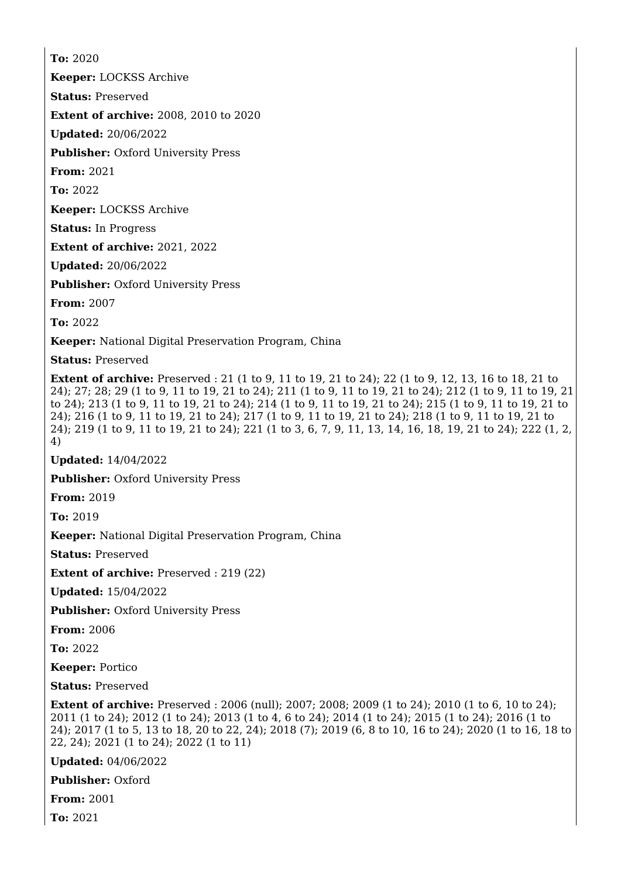**To:** 2020

**Keeper:** LOCKSS Archive

**Status:** Preserved

**Extent of archive:** 2008, 2010 to 2020

**Updated:** 20/06/2022

**Publisher:** Oxford University Press

**From:** 2021

**To:** 2022

**Keeper:** LOCKSS Archive

**Status:** In Progress

**Extent of archive:** 2021, 2022

**Updated:** 20/06/2022

**Publisher:** Oxford University Press

**From:** 2007

**To:** 2022

**Keeper:** National Digital Preservation Program, China

**Status:** Preserved

**Extent of archive:** Preserved : 21 (1 to 9, 11 to 19, 21 to 24); 22 (1 to 9, 12, 13, 16 to 18, 21 to 24); 27; 28; 29 (1 to 9, 11 to 19, 21 to 24); 211 (1 to 9, 11 to 19, 21 to 24); 212 (1 to 9, 11 to 19, 21 to 24); 213 (1 to 9, 11 to 19, 21 to 24); 214 (1 to 9, 11 to 19, 21 to 24); 215 (1 to 9, 11 to 19, 21 to 24); 216 (1 to 9, 11 to 19, 21 to 24); 217 (1 to 9, 11 to 19, 21 to 24); 218 (1 to 9, 11 to 19, 21 to 24); 219 (1 to 9, 11 to 19, 21 to 24); 221 (1 to 3, 6, 7, 9, 11, 13, 14, 16, 18, 19, 21 to 24); 222 (1, 2, 4)

**Updated:** 14/04/2022

**Publisher:** Oxford University Press

**From:** 2019

**To:** 2019

**Keeper:** National Digital Preservation Program, China

**Status:** Preserved

**Extent of archive:** Preserved : 219 (22)

**Updated:** 15/04/2022

**Publisher:** Oxford University Press

**From:** 2006

**To:** 2022

**Keeper:** Portico

**Status:** Preserved

**Extent of archive:** Preserved : 2006 (null); 2007; 2008; 2009 (1 to 24); 2010 (1 to 6, 10 to 24); 2011 (1 to 24); 2012 (1 to 24); 2013 (1 to 4, 6 to 24); 2014 (1 to 24); 2015 (1 to 24); 2016 (1 to 24); 2017 (1 to 5, 13 to 18, 20 to 22, 24); 2018 (7); 2019 (6, 8 to 10, 16 to 24); 2020 (1 to 16, 18 to 22, 24); 2021 (1 to 24); 2022 (1 to 11)

**Updated:** 04/06/2022

**Publisher:** Oxford

**From:** 2001

**To:** 2021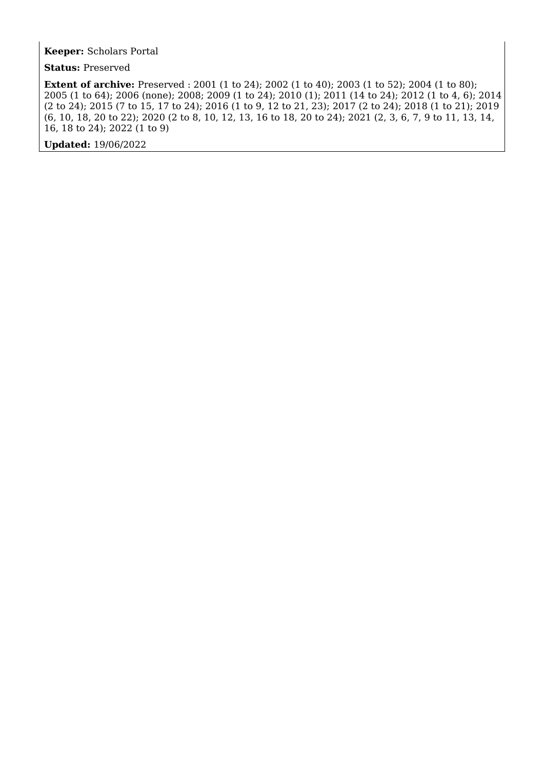**Keeper:** Scholars Portal

**Status:** Preserved

**Extent of archive:** Preserved : 2001 (1 to 24); 2002 (1 to 40); 2003 (1 to 52); 2004 (1 to 80); 2005 (1 to 64); 2006 (none); 2008; 2009 (1 to 24); 2010 (1); 2011 (14 to 24); 2012 (1 to 4, 6); 2014 (2 to 24); 2015 (7 to 15, 17 to 24); 2016 (1 to 9, 12 to 21, 23); 2017 (2 to 24); 2018 (1 to 21); 2019 (6, 10, 18, 20 to 22); 2020 (2 to 8, 10, 12, 13, 16 to 18, 20 to 24); 2021 (2, 3, 6, 7, 9 to 11, 13, 14, 16, 18 to 24); 2022 (1 to 9)

**Updated:** 19/06/2022